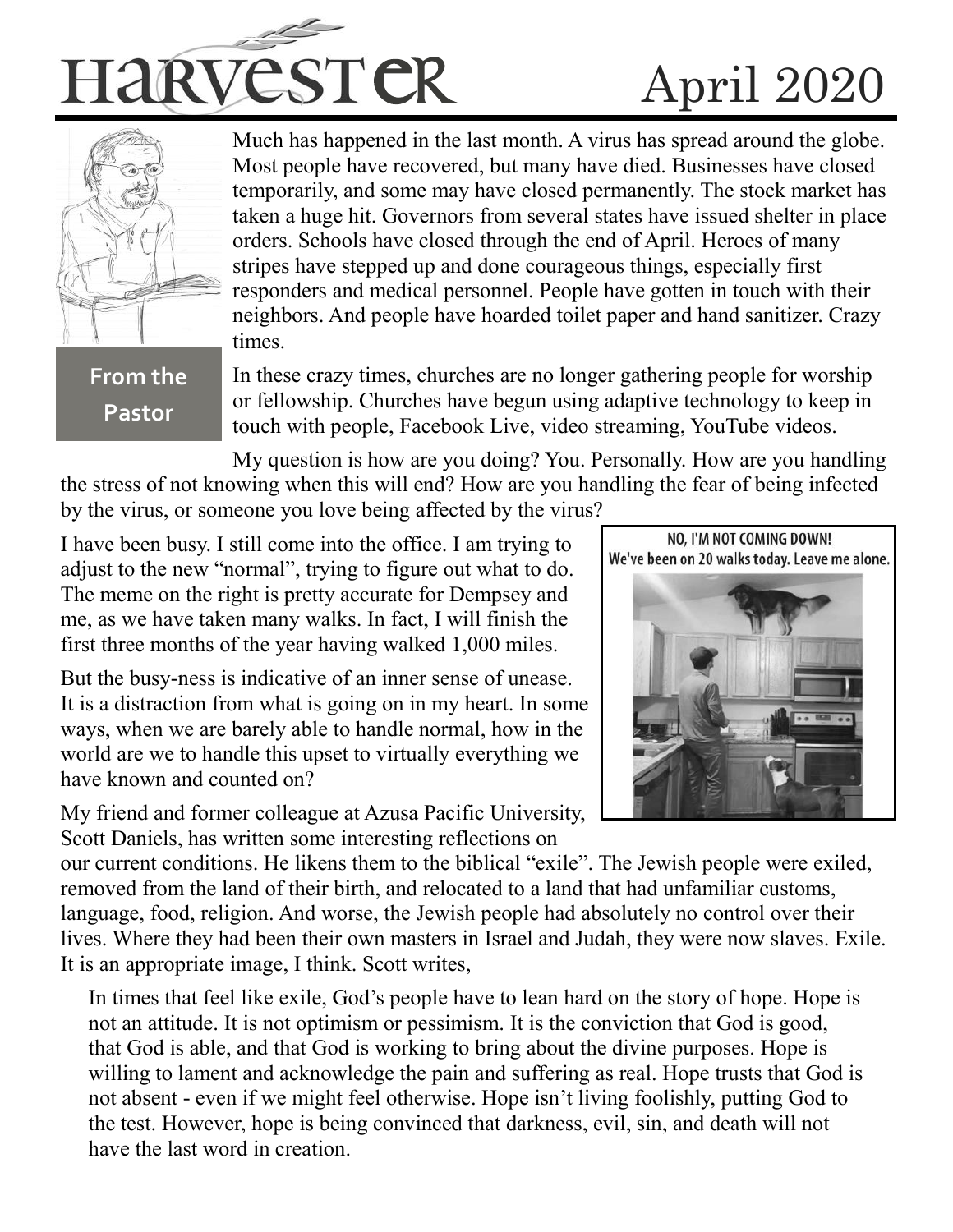# Harvester

# April 2020

## From the Pastor

Much has happened in the last month. A virus has spread around the globe. Most people have recovered, but many have died. Businesses have closed temporarily, and some may have closed permanently. The stock market has taken a huge hit. Governors from several states have issued shelter in place orders. Schools have closed through the end of April. Heroes of many stripes have stepped up and done courageous things, especially first responders and medical personnel. People have gotten in touch with their neighbors. And people have hoarded toilet paper and hand sanitizer. Crazy times.

In these crazy times, churches are no longer gathering people for worship or fellowship. Churches have begun using adaptive technology to keep in touch with people, Facebook Live, video streaming, YouTube videos.

My question is how are you doing? You. Personally. How are you handling the stress of not knowing when this will end? How are you handling the fear of being infected by the virus, or someone you love being affected by the virus?

I have been busy. I still come into the office. I am trying to adjust to the new "normal", trying to figure out what to do. The meme on the right is pretty accurate for Dempsey and me, as we have taken many walks. In fact, I will finish the first three months of the year having walked 1,000 miles.

NO, I'M NOT COMING DOWN! We've been on 20 walks today. Leave me alone.

But the busy-ness is indicative of an inner sense of unease. It is a distraction from what is going on in my heart. In some ways, when we are barely able to handle normal, how in the world are we to handle this upset to virtually everything we have known and counted on?

My friend and former colleague at Azusa Pacific University, Scott Daniels, has written some interesting reflections on our current conditions. He likens them to the biblical "exile". The Jewish people were exiled, removed from the land of their birth, and relocated to a land that had unfamiliar customs, language, food, religion. And worse, the Jewish people had absolutely no control over their lives. Where they had been their own masters in Israel and Judah, they were now slaves. Exile. It is an appropriate image, I think. Scott writes,

> In times that feel like exile, God's people have to lean hard on the story of hope. Hope is not an attitude. It is not optimism or pessimism. It is the conviction that God is good, that God is able, and that God is working to bring about the divine purposes. Hope is willing to lament and acknowledge the pain and suffering as real. Hope trusts that God is not absent - even if we might feel otherwise. Hope isn't living foolishly, putting God to the test. However, hope is being convinced that darkness, evil, sin, and death will not have the last word in creation.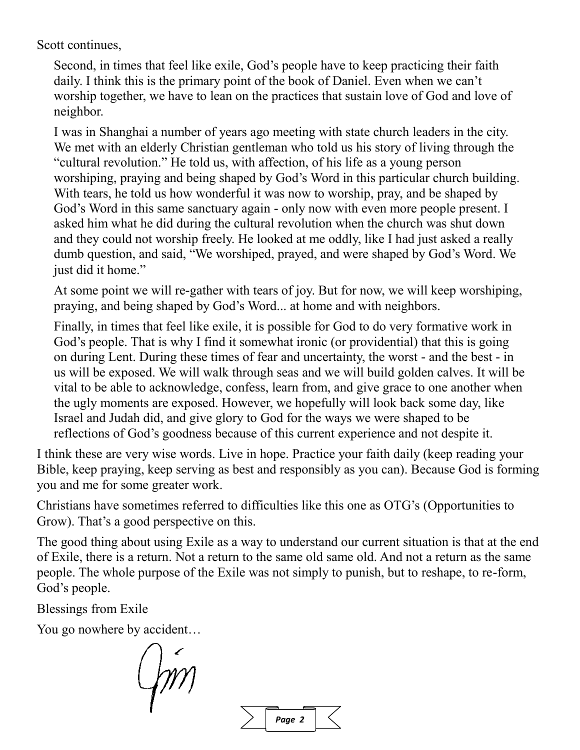Scott continues,

> Second, in times that feel like exile, God's people have to keep practicing their faith daily. I think this is the primary point of the book of Daniel. Even when we can't worship together, we have to lean on the practices that sustain love of God and love of neighbor.
>
> I was in Shanghai a number of years ago meeting with state church leaders in the city. We met with an elderly Christian gentleman who told us his story of living through the "cultural revolution." He told us, with affection, of his life as a young person worshiping, praying and being shaped by God's Word in this particular church building. With tears, he told us how wonderful it was now to worship, pray, and be shaped by God's Word in this same sanctuary again - only now with even more people present. I asked him what he did during the cultural revolution when the church was shut down and they could not worship freely. He looked at me oddly, like I had just asked a really dumb question, and said, "We worshiped, prayed, and were shaped by God's Word. We just did it home."
>
> At some point we will re-gather with tears of joy. But for now, we will keep worshiping, praying, and being shaped by God's Word... at home and with neighbors.
>
> Finally, in times that feel like exile, it is possible for God to do very formative work in God's people. That is why I find it somewhat ironic (or providential) that this is going on during Lent. During these times of fear and uncertainty, the worst - and the best - in us will be exposed. We will walk through seas and we will build golden calves. It will be vital to be able to acknowledge, confess, learn from, and give grace to one another when the ugly moments are exposed. However, we hopefully will look back some day, like Israel and Judah did, and give glory to God for the ways we were shaped to be reflections of God's goodness because of this current experience and not despite it.

I think these are very wise words. Live in hope. Practice your faith daily (keep reading your Bible, keep praying, keep serving as best and responsibly as you can). Because God is forming you and me for some greater work.

Christians have sometimes referred to difficulties like this one as OTG's (Opportunities to Grow). That's a good perspective on this.

The good thing about using Exile as a way to understand our current situation is that at the end of Exile, there is a return. Not a return to the same old same old. And not a return as the same people. The whole purpose of the Exile was not simply to punish, but to reshape, to re-form, God's people.

Blessings from Exile

You go nowhere by accident…

Jim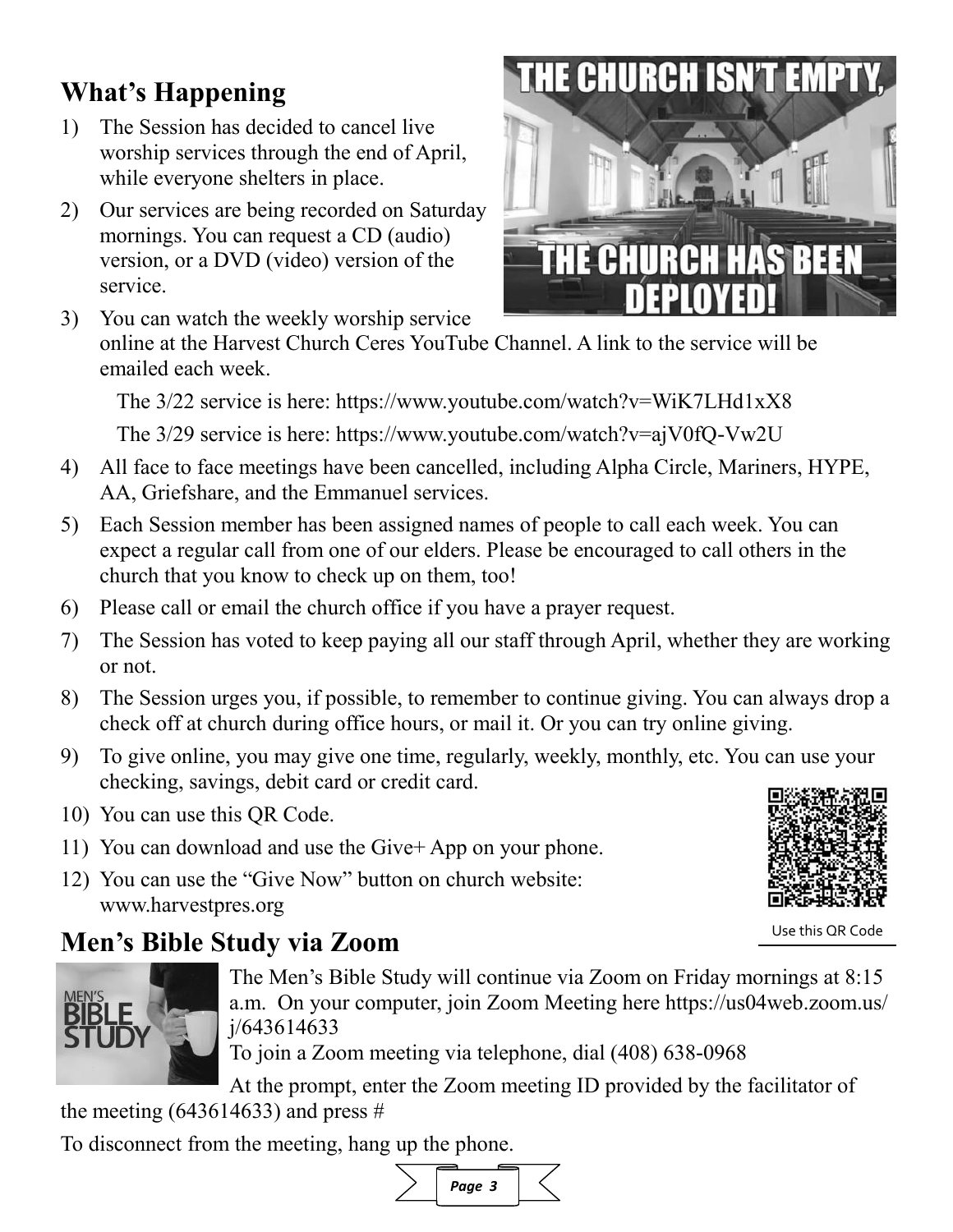## What's Happening

1) The Session has decided to cancel live worship services through the end of April, while everyone shelters in place.
2) Our services are being recorded on Saturday mornings. You can request a CD (audio) version, or a DVD (video) version of the service.
3) You can watch the weekly worship service online at the Harvest Church Ceres YouTube Channel. A link to the service will be emailed each week.

   The 3/22 service is here: https://www.youtube.com/watch?v=WiK7LHd1xX8

   The 3/29 service is here: https://www.youtube.com/watch?v=ajV0fQ-Vw2U
4) All face to face meetings have been cancelled, including Alpha Circle, Mariners, HYPE, AA, Griefshare, and the Emmanuel services.
5) Each Session member has been assigned names of people to call each week. You can expect a regular call from one of our elders. Please be encouraged to call others in the church that you know to check up on them, too!
6) Please call or email the church office if you have a prayer request.
7) The Session has voted to keep paying all our staff through April, whether they are working or not.
8) The Session urges you, if possible, to remember to continue giving. You can always drop a check off at church during office hours, or mail it. Or you can try online giving.
9) To give online, you may give one time, regularly, weekly, monthly, etc. You can use your checking, savings, debit card or credit card.
10) You can use this QR Code.
11) You can download and use the Give+ App on your phone.
12) You can use the "Give Now" button on church website: www.harvestpres.org

Use this QR Code

## Men's Bible Study via Zoom

The Men's Bible Study will continue via Zoom on Friday mornings at 8:15 a.m. On your computer, join Zoom Meeting here https://us04web.zoom.us/j/643614633

To join a Zoom meeting via telephone, dial (408) 638-0968

At the prompt, enter the Zoom meeting ID provided by the facilitator of the meeting (643614633) and press #

To disconnect from the meeting, hang up the phone.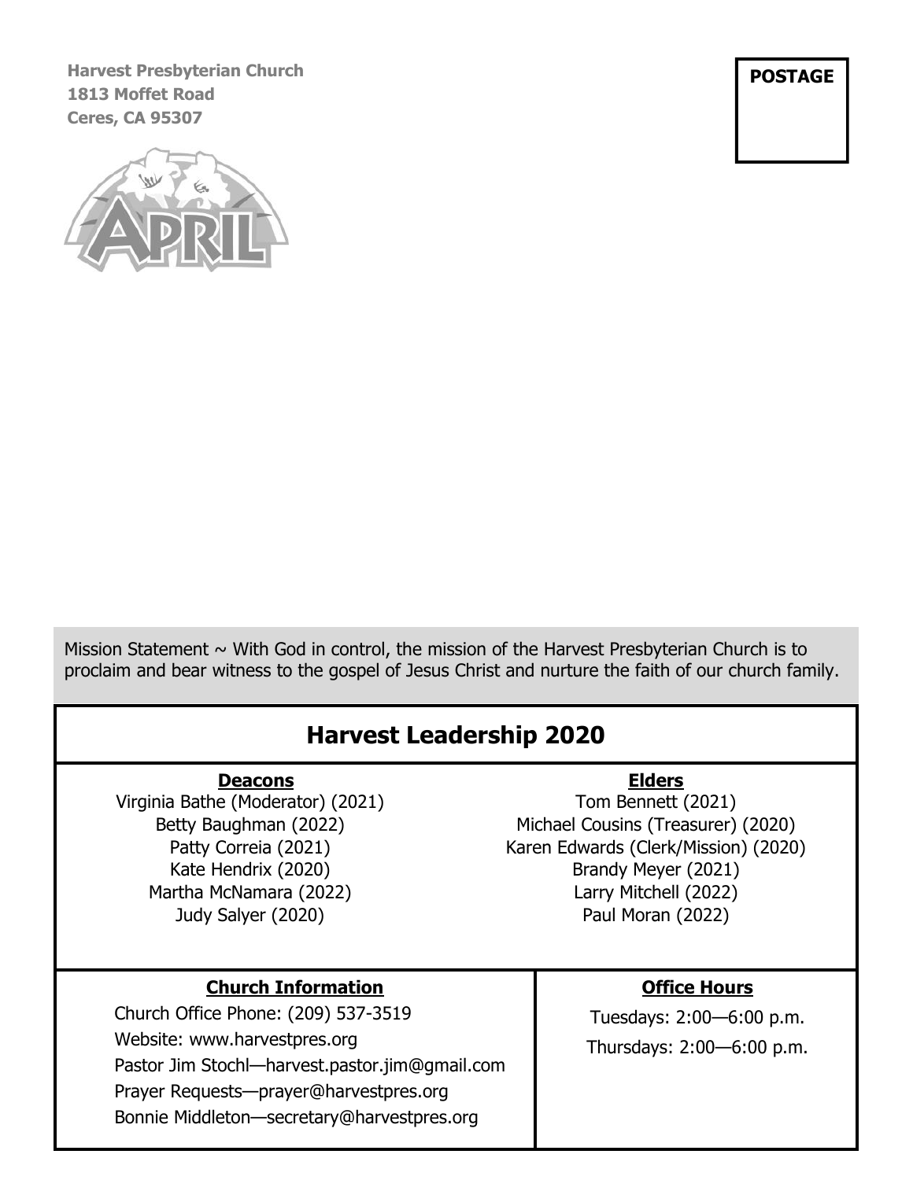**Harvest Presbyterian Church**
**1813 Moffet Road**
**Ceres, CA 95307**

**POSTAGE**

Mission Statement ~ With God in control, the mission of the Harvest Presbyterian Church is to proclaim and bear witness to the gospel of Jesus Christ and nurture the faith of our church family.

## Harvest Leadership 2020

### Deacons

Virginia Bathe (Moderator) (2021)
Betty Baughman (2022)
Patty Correia (2021)
Kate Hendrix (2020)
Martha McNamara (2022)
Judy Salyer (2020)

### Elders

Tom Bennett (2021)
Michael Cousins (Treasurer) (2020)
Karen Edwards (Clerk/Mission) (2020)
Brandy Meyer (2021)
Larry Mitchell (2022)
Paul Moran (2022)

### Church Information

Church Office Phone: (209) 537-3519
Website: www.harvestpres.org
Pastor Jim Stochl—harvest.pastor.jim@gmail.com
Prayer Requests—prayer@harvestpres.org
Bonnie Middleton—secretary@harvestpres.org

### Office Hours

Tuesdays: 2:00—6:00 p.m.
Thursdays: 2:00—6:00 p.m.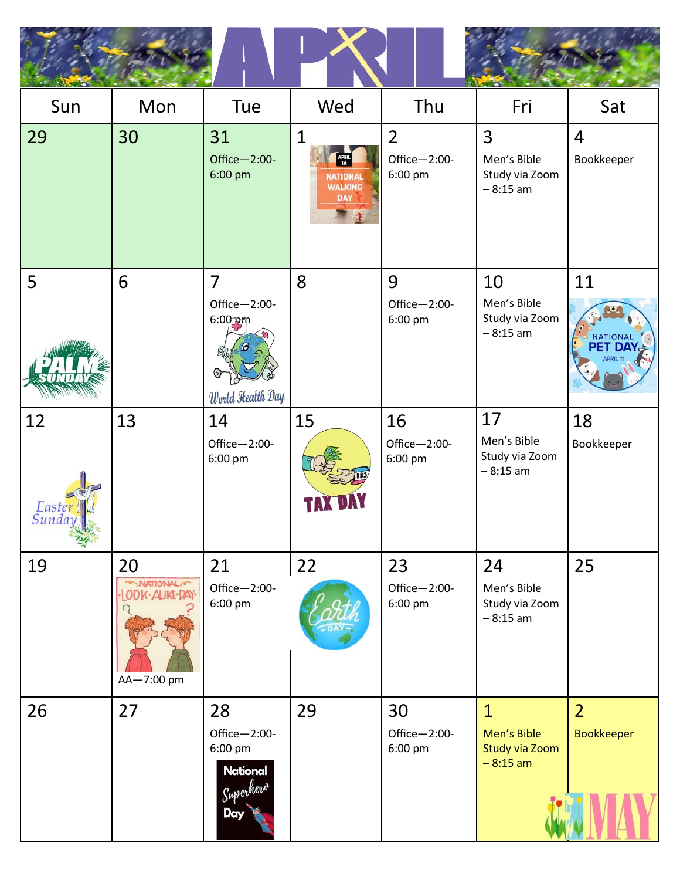# APRIL

| Sun | Mon | Tue | Wed | Thu | Fri | Sat |
|---|---|---|---|---|---|---|
| 29 | 30 | 31<br>Office—2:00-6:00 pm | 1<br>APRIL 1st NATIONAL WALKING DAY | 2<br>Office—2:00-6:00 pm | 3<br>Men's Bible Study via Zoom – 8:15 am | 4<br>Bookkeeper |
| 5<br>PALM SUNDAY | 6 | 7<br>Office—2:00-6:00 pm<br>World Health Day | 8 | 9<br>Office—2:00-6:00 pm | 10<br>Men's Bible Study via Zoom – 8:15 am | 11<br>NATIONAL PET DAY APRIL 11 |
| 12<br>Easter Sunday | 13 | 14<br>Office—2:00-6:00 pm | 15<br>TAX DAY | 16<br>Office—2:00-6:00 pm | 17<br>Men's Bible Study via Zoom – 8:15 am | 18<br>Bookkeeper |
| 19 | 20<br>NATIONAL LOOK-ALIKE-DAY<br>AA—7:00 pm | 21<br>Office—2:00-6:00 pm | 22<br>Earth DAY | 23<br>Office—2:00-6:00 pm | 24<br>Men's Bible Study via Zoom – 8:15 am | 25 |
| 26 | 27 | 28<br>Office—2:00-6:00 pm<br>National Superhero Day | 29 | 30<br>Office—2:00-6:00 pm | 1<br>Men's Bible Study via Zoom – 8:15 am | 2<br>Bookkeeper<br>MAY |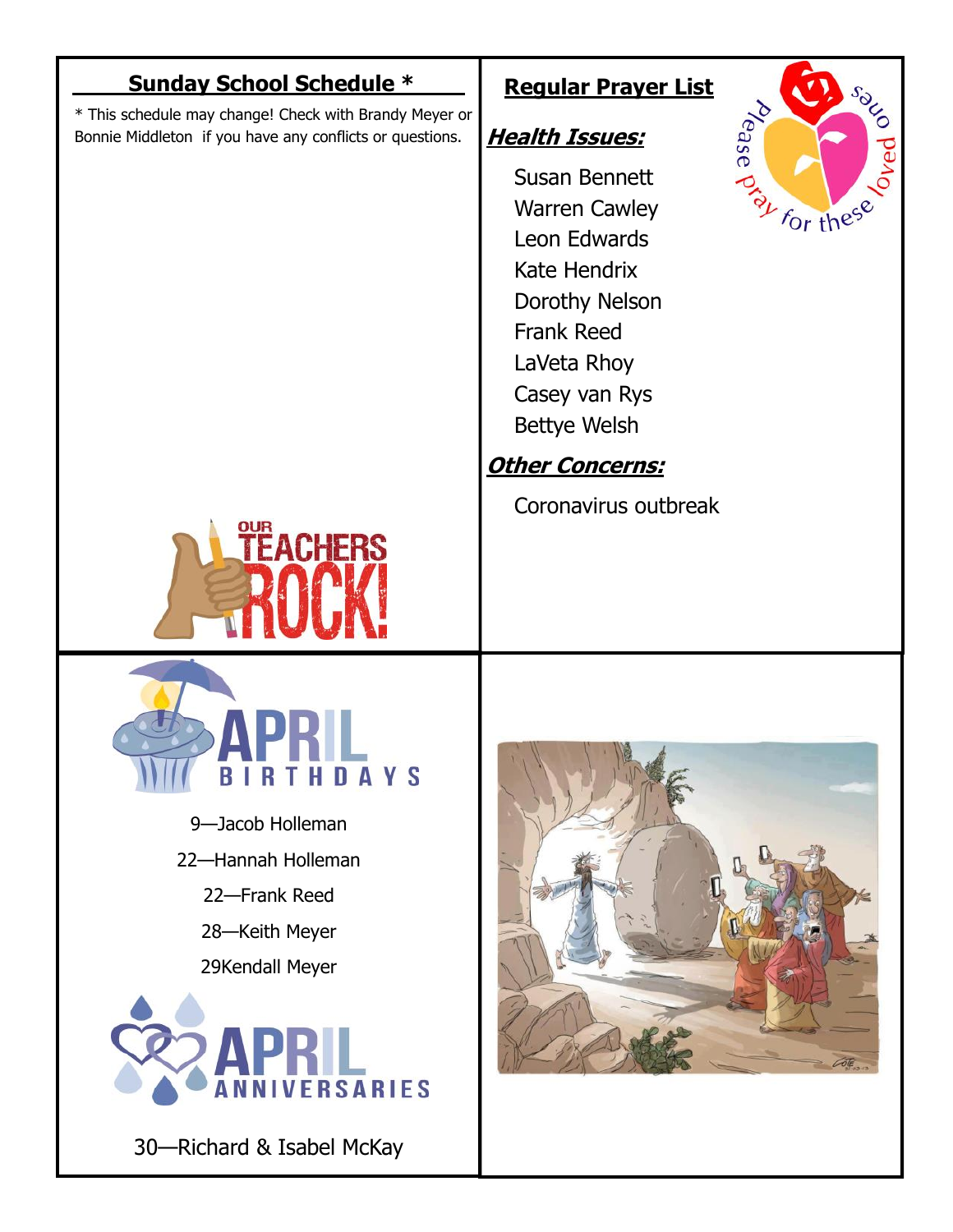## Sunday School Schedule *

* This schedule may change! Check with Brandy Meyer or Bonnie Middleton if you have any conflicts or questions.

OUR TEACHERS ROCK!

## Regular Prayer List

please pray for these loved ones

### *Health Issues:*

Susan Bennett
Warren Cawley
Leon Edwards
Kate Hendrix
Dorothy Nelson
Frank Reed
LaVeta Rhoy
Casey van Rys
Bettye Welsh

### *Other Concerns:*

Coronavirus outbreak

## APRIL BIRTHDAYS

9—Jacob Holleman
22—Hannah Holleman
22—Frank Reed
28—Keith Meyer
29Kendall Meyer

## APRIL ANNIVERSARIES

30—Richard & Isabel McKay